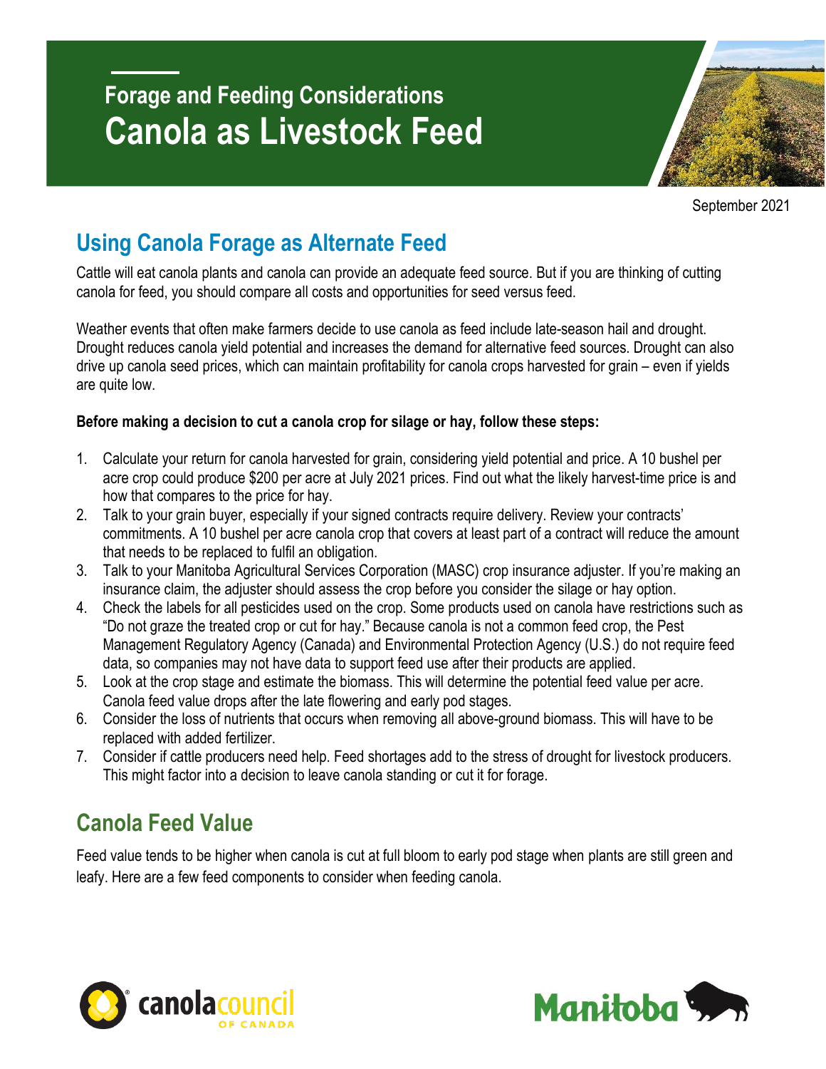## Forage and Feeding Considerations

# Canola as Livestock Feed

September 2021

## Using Canola Forage as Alternate Feed

Cattle will eat canola plants and canola can provide an adequate feed source. But if you are thinking of cutting canola for feed, you should compare all costs and opportunities for seed versus feed.

Weather events that often make farmers decide to use canola as feed include late-season hail and drought. Drought reduces canola yield potential and increases the demand for alternative feed sources. Drought can also drive up canola seed prices, which can maintain profitability for canola crops harvested for grain – even if yields are quite low.

**Before making a decision to cut a canola crop for silage or hay, follow these steps:**

1. Calculate your return for canola harvested for grain, considering yield potential and price. A 10 bushel per acre crop could produce $200 per acre at July 2021 prices. Find out what the likely harvest-time price is and how that compares to the price for hay.
2. Talk to your grain buyer, especially if your signed contracts require delivery. Review your contracts' commitments. A 10 bushel per acre canola crop that covers at least part of a contract will reduce the amount that needs to be replaced to fulfil an obligation.
3. Talk to your Manitoba Agricultural Services Corporation (MASC) crop insurance adjuster. If you're making an insurance claim, the adjuster should assess the crop before you consider the silage or hay option.
4. Check the labels for all pesticides used on the crop. Some products used on canola have restrictions such as "Do not graze the treated crop or cut for hay." Because canola is not a common feed crop, the Pest Management Regulatory Agency (Canada) and Environmental Protection Agency (U.S.) do not require feed data, so companies may not have data to support feed use after their products are applied.
5. Look at the crop stage and estimate the biomass. This will determine the potential feed value per acre. Canola feed value drops after the late flowering and early pod stages.
6. Consider the loss of nutrients that occurs when removing all above-ground biomass. This will have to be replaced with added fertilizer.
7. Consider if cattle producers need help. Feed shortages add to the stress of drought for livestock producers. This might factor into a decision to leave canola standing or cut it for forage.

## Canola Feed Value

Feed value tends to be higher when canola is cut at full bloom to early pod stage when plants are still green and leafy. Here are a few feed components to consider when feeding canola.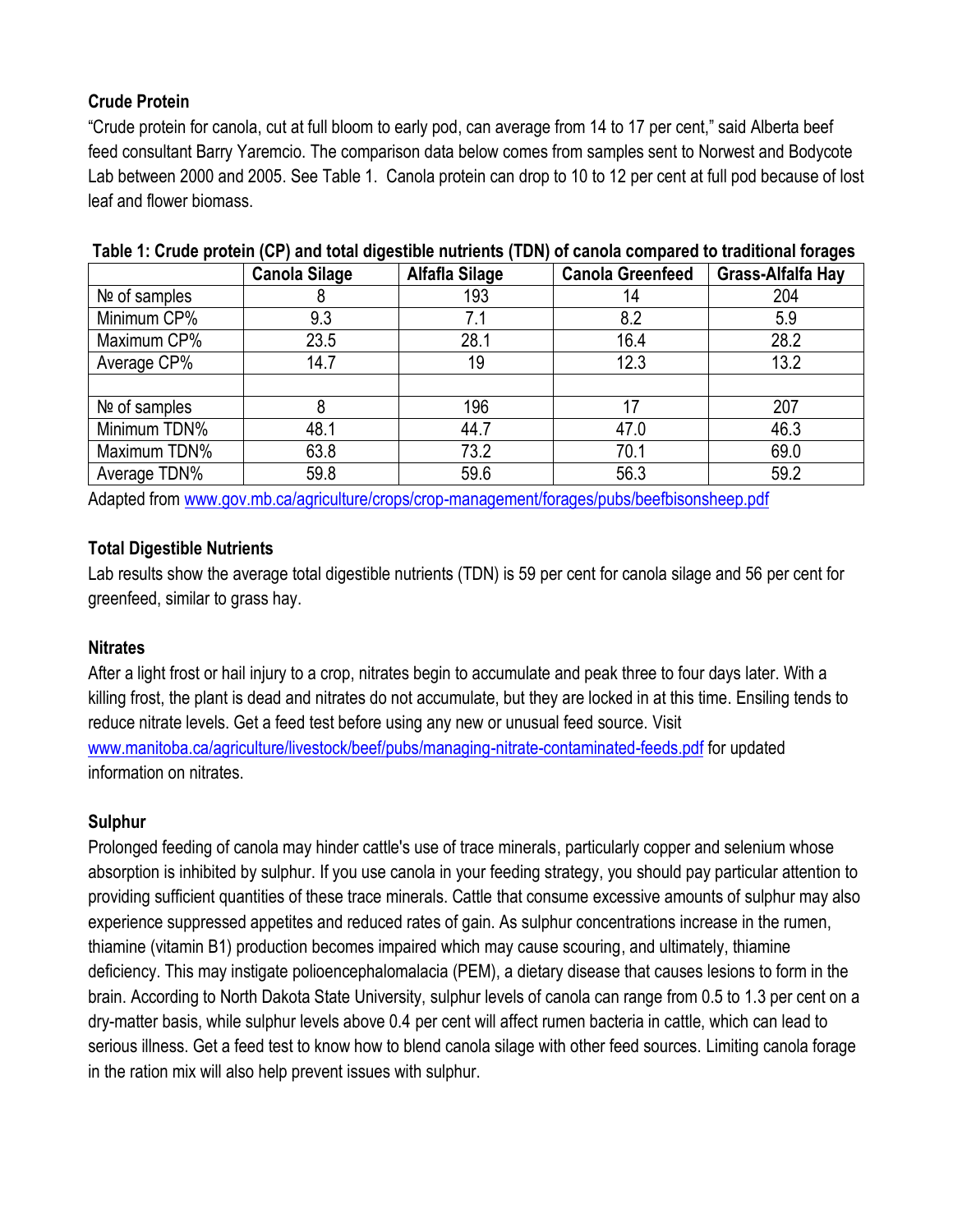### Crude Protein

"Crude protein for canola, cut at full bloom to early pod, can average from 14 to 17 per cent," said Alberta beef feed consultant Barry Yaremcio. The comparison data below comes from samples sent to Norwest and Bodycote Lab between 2000 and 2005. See Table 1. Canola protein can drop to 10 to 12 per cent at full pod because of lost leaf and flower biomass.

**Table 1: Crude protein (CP) and total digestible nutrients (TDN) of canola compared to traditional forages**

| | Canola Silage | Alfafla Silage | Canola Greenfeed | Grass-Alfalfa Hay |
|---|---|---|---|---|
| № of samples | 8 | 193 | 14 | 204 |
| Minimum CP% | 9.3 | 7.1 | 8.2 | 5.9 |
| Maximum CP% | 23.5 | 28.1 | 16.4 | 28.2 |
| Average CP% | 14.7 | 19 | 12.3 | 13.2 |
| | | | | |
| № of samples | 8 | 196 | 17 | 207 |
| Minimum TDN% | 48.1 | 44.7 | 47.0 | 46.3 |
| Maximum TDN% | 63.8 | 73.2 | 70.1 | 69.0 |
| Average TDN% | 59.8 | 59.6 | 56.3 | 59.2 |

Adapted from www.gov.mb.ca/agriculture/crops/crop-management/forages/pubs/beefbisonsheep.pdf

### Total Digestible Nutrients

Lab results show the average total digestible nutrients (TDN) is 59 per cent for canola silage and 56 per cent for greenfeed, similar to grass hay.

### Nitrates

After a light frost or hail injury to a crop, nitrates begin to accumulate and peak three to four days later. With a killing frost, the plant is dead and nitrates do not accumulate, but they are locked in at this time. Ensiling tends to reduce nitrate levels. Get a feed test before using any new or unusual feed source. Visit www.manitoba.ca/agriculture/livestock/beef/pubs/managing-nitrate-contaminated-feeds.pdf for updated information on nitrates.

### Sulphur

Prolonged feeding of canola may hinder cattle's use of trace minerals, particularly copper and selenium whose absorption is inhibited by sulphur. If you use canola in your feeding strategy, you should pay particular attention to providing sufficient quantities of these trace minerals. Cattle that consume excessive amounts of sulphur may also experience suppressed appetites and reduced rates of gain. As sulphur concentrations increase in the rumen, thiamine (vitamin B1) production becomes impaired which may cause scouring, and ultimately, thiamine deficiency. This may instigate polioencephalomalacia (PEM), a dietary disease that causes lesions to form in the brain. According to North Dakota State University, sulphur levels of canola can range from 0.5 to 1.3 per cent on a dry-matter basis, while sulphur levels above 0.4 per cent will affect rumen bacteria in cattle, which can lead to serious illness. Get a feed test to know how to blend canola silage with other feed sources. Limiting canola forage in the ration mix will also help prevent issues with sulphur.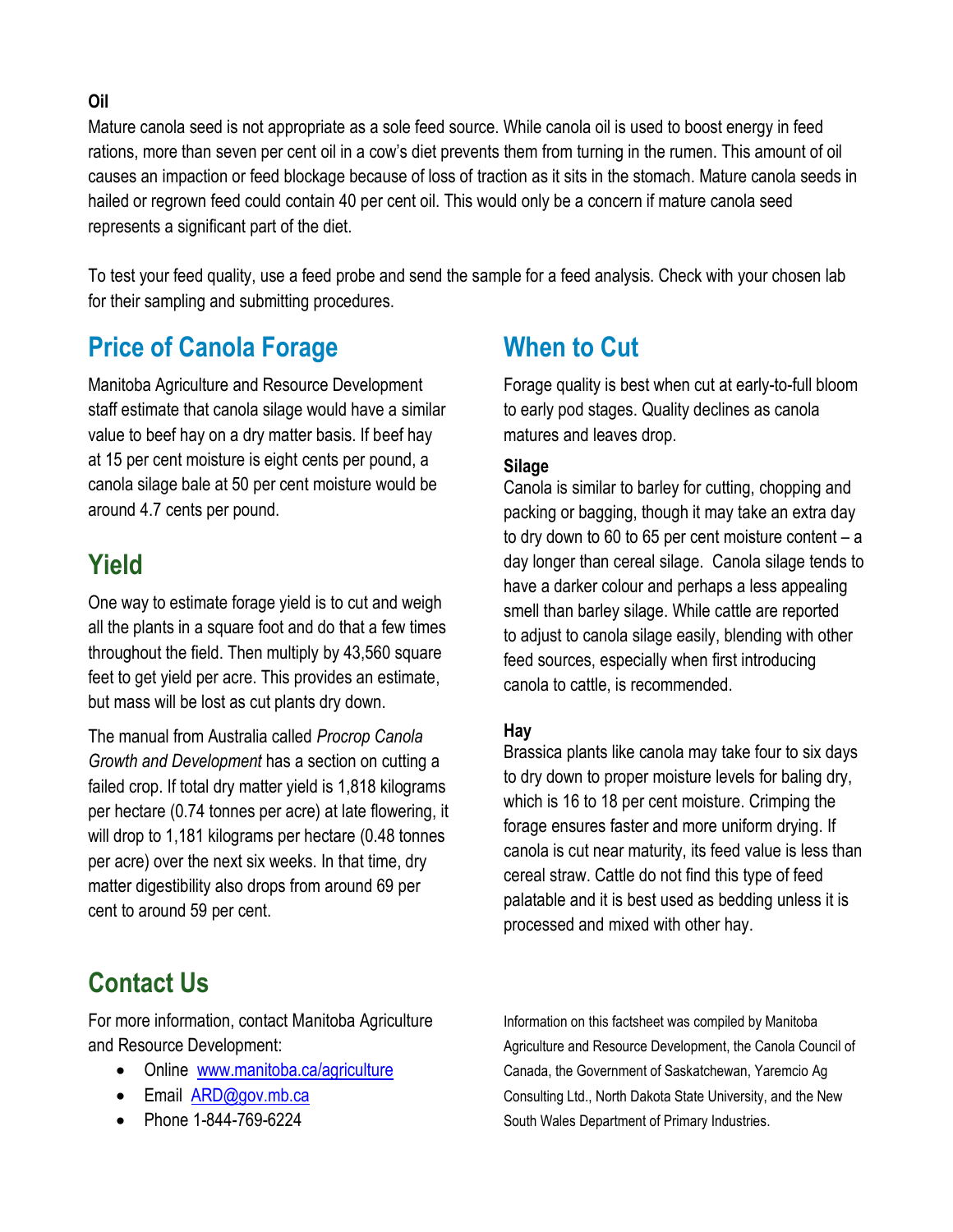**Oil**

Mature canola seed is not appropriate as a sole feed source. While canola oil is used to boost energy in feed rations, more than seven per cent oil in a cow's diet prevents them from turning in the rumen. This amount of oil causes an impaction or feed blockage because of loss of traction as it sits in the stomach. Mature canola seeds in hailed or regrown feed could contain 40 per cent oil. This would only be a concern if mature canola seed represents a significant part of the diet.

To test your feed quality, use a feed probe and send the sample for a feed analysis. Check with your chosen lab for their sampling and submitting procedures.

## Price of Canola Forage

Manitoba Agriculture and Resource Development staff estimate that canola silage would have a similar value to beef hay on a dry matter basis. If beef hay at 15 per cent moisture is eight cents per pound, a canola silage bale at 50 per cent moisture would be around 4.7 cents per pound.

## Yield

One way to estimate forage yield is to cut and weigh all the plants in a square foot and do that a few times throughout the field. Then multiply by 43,560 square feet to get yield per acre. This provides an estimate, but mass will be lost as cut plants dry down.

The manual from Australia called *Procrop Canola Growth and Development* has a section on cutting a failed crop. If total dry matter yield is 1,818 kilograms per hectare (0.74 tonnes per acre) at late flowering, it will drop to 1,181 kilograms per hectare (0.48 tonnes per acre) over the next six weeks. In that time, dry matter digestibility also drops from around 69 per cent to around 59 per cent.

## When to Cut

Forage quality is best when cut at early-to-full bloom to early pod stages. Quality declines as canola matures and leaves drop.

**Silage**

Canola is similar to barley for cutting, chopping and packing or bagging, though it may take an extra day to dry down to 60 to 65 per cent moisture content – a day longer than cereal silage. Canola silage tends to have a darker colour and perhaps a less appealing smell than barley silage. While cattle are reported to adjust to canola silage easily, blending with other feed sources, especially when first introducing canola to cattle, is recommended.

**Hay**

Brassica plants like canola may take four to six days to dry down to proper moisture levels for baling dry, which is 16 to 18 per cent moisture. Crimping the forage ensures faster and more uniform drying. If canola is cut near maturity, its feed value is less than cereal straw. Cattle do not find this type of feed palatable and it is best used as bedding unless it is processed and mixed with other hay.

## Contact Us

For more information, contact Manitoba Agriculture and Resource Development:

- Online [www.manitoba.ca/agriculture](http://www.manitoba.ca/agriculture)
- Email [ARD@gov.mb.ca](mailto:ARD@gov.mb.ca)
- Phone 1-844-769-6224

Information on this factsheet was compiled by Manitoba Agriculture and Resource Development, the Canola Council of Canada, the Government of Saskatchewan, Yaremcio Ag Consulting Ltd., North Dakota State University, and the New South Wales Department of Primary Industries.